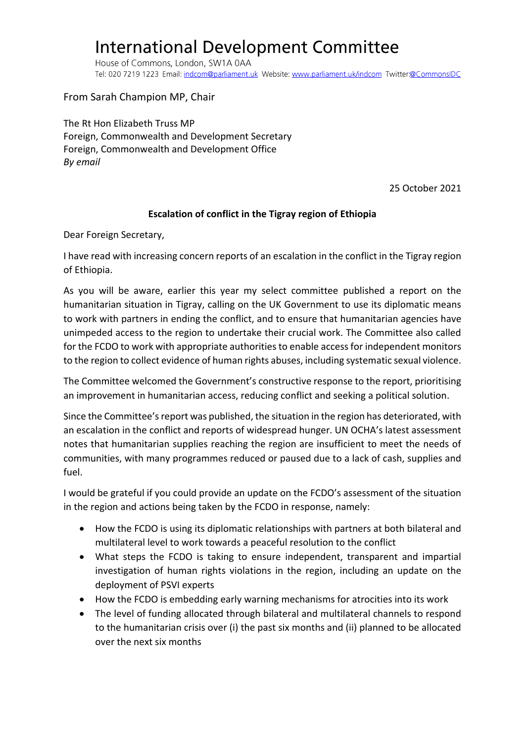# International Development Committee

House of Commons, London, SW1A 0AA
Tel: 020 7219 1223 Email: indcom@parliament.uk Website: www.parliament.uk/indcom Twitter:@CommonsIDC

From Sarah Champion MP, Chair

The Rt Hon Elizabeth Truss MP
Foreign, Commonwealth and Development Secretary
Foreign, Commonwealth and Development Office
*By email*

25 October 2021

**Escalation of conflict in the Tigray region of Ethiopia**

Dear Foreign Secretary,

I have read with increasing concern reports of an escalation in the conflict in the Tigray region of Ethiopia.

As you will be aware, earlier this year my select committee published a report on the humanitarian situation in Tigray, calling on the UK Government to use its diplomatic means to work with partners in ending the conflict, and to ensure that humanitarian agencies have unimpeded access to the region to undertake their crucial work. The Committee also called for the FCDO to work with appropriate authorities to enable access for independent monitors to the region to collect evidence of human rights abuses, including systematic sexual violence.

The Committee welcomed the Government's constructive response to the report, prioritising an improvement in humanitarian access, reducing conflict and seeking a political solution.

Since the Committee's report was published, the situation in the region has deteriorated, with an escalation in the conflict and reports of widespread hunger. UN OCHA's latest assessment notes that humanitarian supplies reaching the region are insufficient to meet the needs of communities, with many programmes reduced or paused due to a lack of cash, supplies and fuel.

I would be grateful if you could provide an update on the FCDO's assessment of the situation in the region and actions being taken by the FCDO in response, namely:

- How the FCDO is using its diplomatic relationships with partners at both bilateral and multilateral level to work towards a peaceful resolution to the conflict
- What steps the FCDO is taking to ensure independent, transparent and impartial investigation of human rights violations in the region, including an update on the deployment of PSVI experts
- How the FCDO is embedding early warning mechanisms for atrocities into its work
- The level of funding allocated through bilateral and multilateral channels to respond to the humanitarian crisis over (i) the past six months and (ii) planned to be allocated over the next six months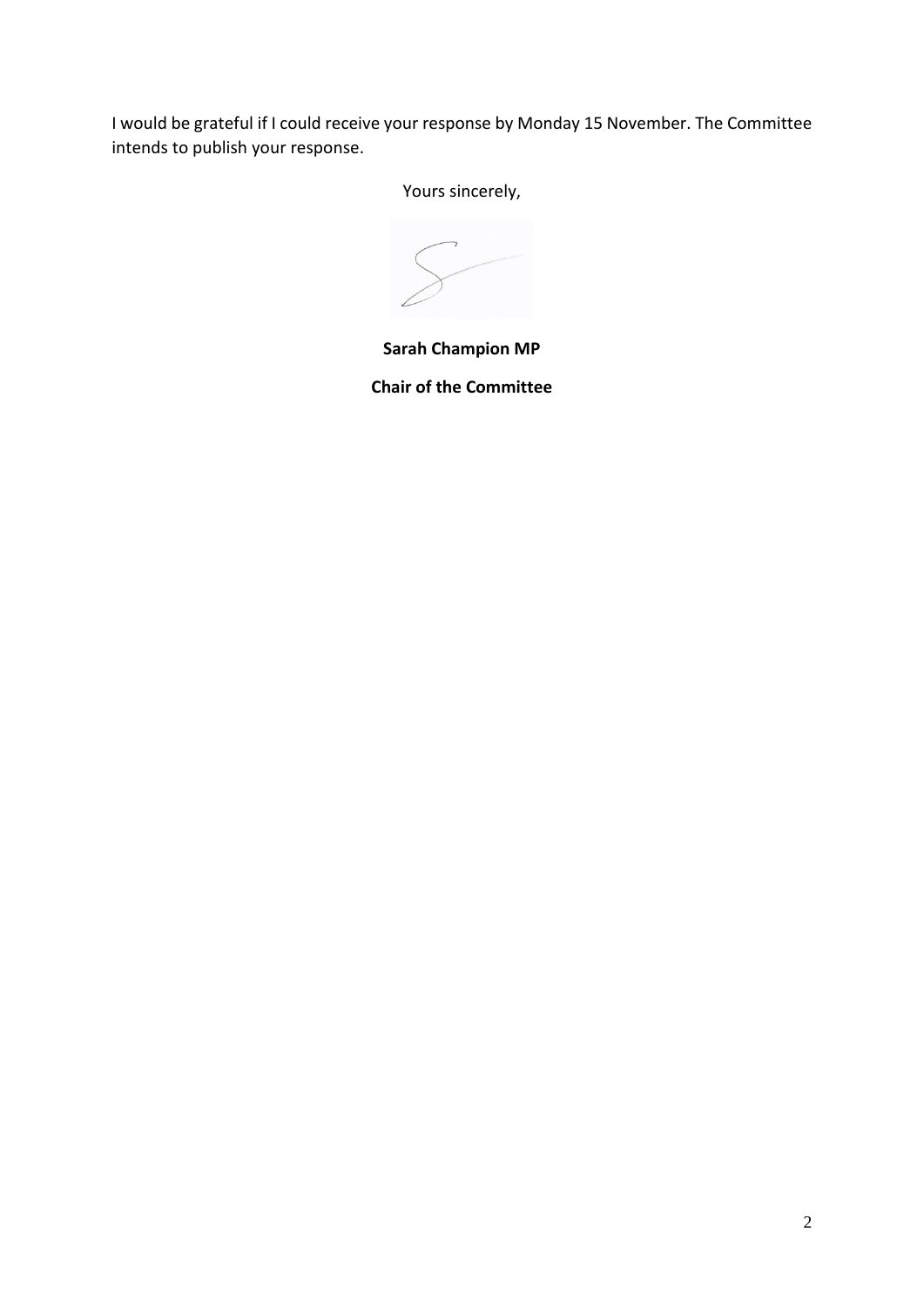I would be grateful if I could receive your response by Monday 15 November. The Committee intends to publish your response.

Yours sincerely,

**Sarah Champion MP**

**Chair of the Committee**